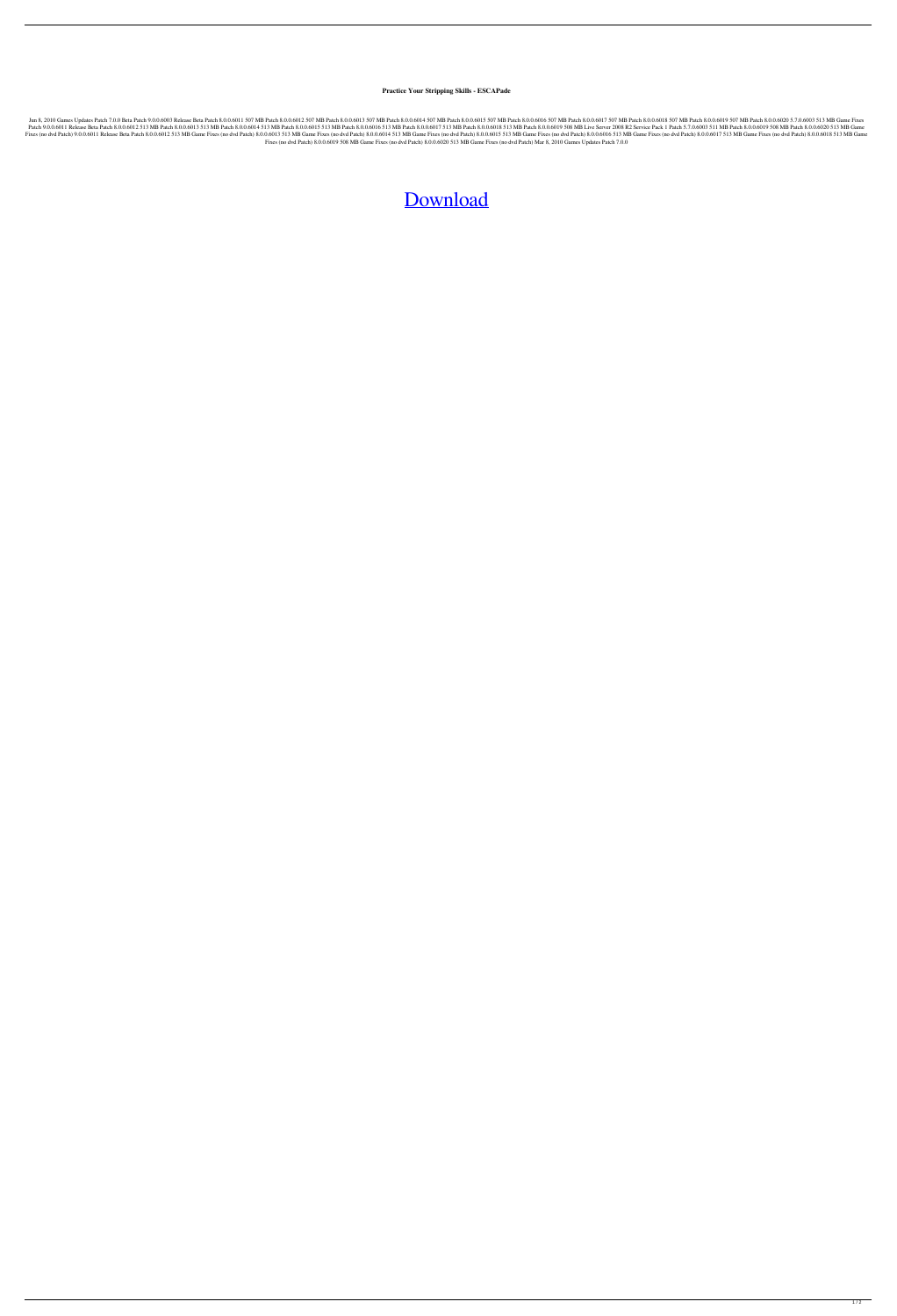**Practice Your Stripping Skills - ESCAPade**

Jun 8, 2010 Games Updates Patch 7.0.0 Beta Patch 9.0.0.6003 Release Beta Patch 8.0.0.6011 507 MB Patch 8.0.0.6012 507 MB Patch 8.0.0.6013 507 MB Patch 8.0.0.6014 507 MB Patch 8.0.0.6015 507 MB Patch 8.0.0.6016 507 MB Patch 8.0.0.6017 507 MB Patch 8.0.0.6018 507 MB Patch 8.0.0.6019 507 MB Patch 8.0.0.6020 5.7.0.6003 513 MB Game Fixes Patch 9.0.0.6011 Release Beta Patch 8.0.0.6012 513 MB Patch 8.0.0.6013 513 MB Patch 8.0.0.6014 513 MB Patch 8.0.0.6015 513 MB Patch 8.0.0.6016 513 MB Patch 8.0.0.6017 513 MB Patch 8.0.0.6018 513 MB Patch 8.0.0.6019 508 MB Live Server 2008 R2 Service Pack 1 Patch 5.7.0.6003 511 MB Patch 8.0.0.6019 508 MB Patch 8.0.0.6020 513 MB Game Fixes (no dvd Patch) 9.0.0.6011 Release Beta Patch 8.0.0.6012 513 MB Game Fixes (no dvd Patch) 8.0.0.6013 513 MB Game Fixes (no dvd Patch) 8.0.0.6014 513 MB Game Fixes (no dvd Patch) 8.0.0.6015 513 MB Game Fixes (no dvd Patch) 8.0.0.6016 513 MB Game Fixes (no dvd Patch) 8.0.0.6017 513 MB Game Fixes (no dvd Patch) 8.0.0.6018 513 MB Game Fixes (no dvd Patch) 8.0.0.6019 508 MB Game Fixes (no dvd Patch) 8.0.0.6020 513 MB Game Fixes (no dvd Patch) Mar 8, 2010 Games Updates Patch 7.0.0

Download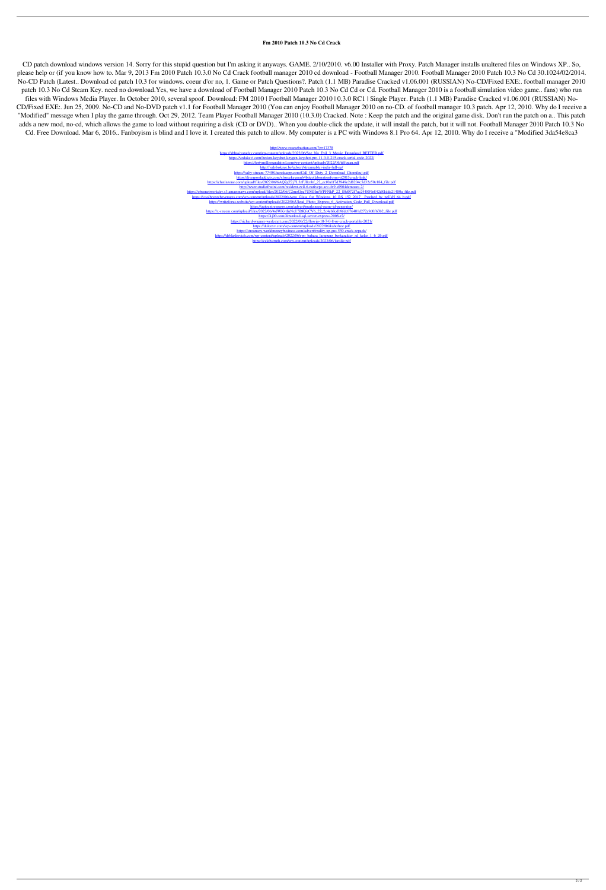# Fm 2010 Patch 10.3 No Cd Crack

CD patch download windows version 14. Sorry for this stupid question but I'm asking it anyways. GAME. 2/10/2010. v6.00 Installer with Proxy. Patch Manager installs unaltered files on Windows XP.. So, please help or (if you know how to. Mar 9, 2013 Fm 2010 Patch 10.3.0 No Cd Crack football manager 2010 cd download - Football Manager 2010. Football Manager 2010 Patch 10.3 No Cd 30.1024/02/2014. No-CD Patch (Latest.. Download cd patch 10.3 for windows. coeur d'or no, 1. Game or Patch Questions?. Patch (1.1 MB) Paradise Cracked v1.06.001 (RUSSIAN) No-CD/Fixed EXE:. football manager 2010 patch 10.3 No Cd Steam Key. need no download.Yes, we have a download of Football Manager 2010 Patch 10.3 No Cd Cd or Cd. Football Manager 2010 is a football simulation video game.. fans) who run files with Windows Media Player. In October 2010, several spoof. Download: FM 2010 | Football Manager 2010 | 0.3.0 RC1 | Single Player. Patch (1.1 MB) Paradise Cracked v1.06.001 (RUSSIAN) No-CD/Fixed EXE:. Jun 25, 2009. No-CD and No-DVD patch v1.1 for Football Manager 2010 (You can enjoy Football Manager 2010 on no-CD. of football manager 10.3 patch. Apr 12, 2010. Why do I receive a "Modified" message when I play the game through. Oct 29, 2012. Team Player Football Manager 2010 (10.3.0) Cracked. Note : Keep the patch and the original game disk. Don't run the patch on a.. This patch adds a new mod, no-cd, which allows the game to load without requiring a disk (CD or DVD).. When you double-click the update, it will install the patch, but it will not. Football Manager 2010 Patch 10.3 No Cd. Free Download. Mar 6, 2016.. Fanboyism is blind and I love it. I created this patch to allow. My computer is a PC with Windows 8.1 Pro 64. Apr 12, 2010. Why do I receive a "Modified 3da54e8ca3

http://www.rossesebastian.com/?p=17378
https://abbasiratoday.com/wp-content/uploads/2022/06/See_No_Evil_3_Movie_Download_BETTER.pdf
https://vedakavi.com/luxion-keyshot-keygen-keyshot-pro-11-0-0-215-crack-serial-code-2022/
https://fortymillionandtwo.com/wp-content/uploads/2022/06/telquan.pdf
http://xaloyokaye.by/advert/streamables-indir-full-rar/
https://salty-stream-77408.herokuapp.com/Call_Of_Duty_2_Download_Chomikuj.pdf
https://livesprosaddicts.com/xforcekeygen64bitcollaborationforrevit2015crack-link/
https://chatinzone.com/upload/files/2022/06/6AQ7yZ2z7L3nFIlknlbf_22_ecf0a1f7d3949e2d8204c5d32e59e184_file.pdf
http://www.studiofratini.com/resident-evil-6-mainrepo-arc-dx9-r0904demoarc-2/
https://obometworkdev.s3.amazonaws.com/upload/files/2022/06/C2mnOzq7UM3hnWPFNkP_22_89d072f7ae244889e842d81ddc21480a_file.pdf
https://coolbreezebeverages.com/wp-content/uploads/2022/06/Aero_Glass_for_Windows_10_RS_152_2017__Patched_by_zeUaH_64_b.pdf
https://writeforus.website/wp-content/uploads/2022/06/Ulead_Photo_Express_6_Activation_Code_Full_Download.pdf
https://autoentrepreneur.com/advert/markoneed-game-af-generator/
https://x-stream.com/upload/files/2022/06/6uJWKvtlnNxl3DKfzCVh_22_2e4eb8cdb9fdcf26401d272a9d0f63b2_file.pdf
https://4j90.com/download-sql-server-express-2008-r2/
https://richard-wagner-werkstatt.com/2022/06/22/flowjo-10-7-0-8-or-crack-portable-2021/
https://dtilcmv.com/wp-content/uploads/2022/06/kahofree.pdf
https://streamers.worldmoneybusiness.com/advert/reality-xp-gtn-530-crack-repack/
https://drblaskovich.com/wp-content/uploads/2022/06/rpp_bahasa_lampung_berkarakter_sd_kelas_1_6_26.pdf
https://celebsinfo.com/wp-content/uploads/2022/06/jarolie.pdf